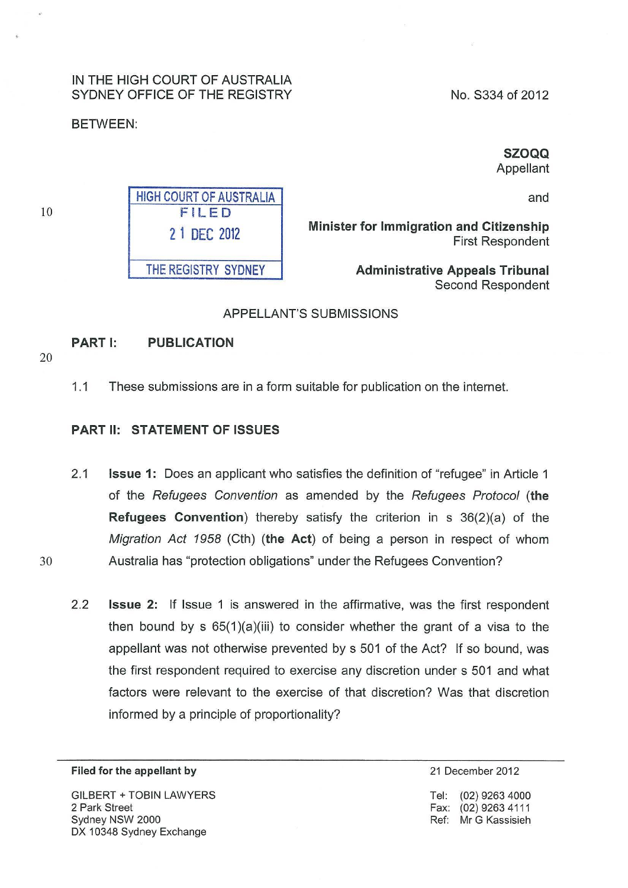IN THE HIGH COURT OF AUSTRALIA
SYDNEY OFFICE OF THE REGISTRY

No. S334 of 2012

BETWEEN:

**SZOQQ**
Appellant

and

**Minister for Immigration and Citizenship**
First Respondent

**Administrative Appeals Tribunal**
Second Respondent

HIGH COURT OF AUSTRALIA
FILED
21 DEC 2012
THE REGISTRY SYDNEY

APPELLANT'S SUBMISSIONS

## PART I: PUBLICATION

1.1 These submissions are in a form suitable for publication on the internet.

## PART II: STATEMENT OF ISSUES

2.1 **Issue 1:** Does an applicant who satisfies the definition of "refugee" in Article 1 of the *Refugees Convention* as amended by the *Refugees Protocol* (**the Refugees Convention**) thereby satisfy the criterion in s 36(2)(a) of the *Migration Act 1958* (Cth) (**the Act**) of being a person in respect of whom Australia has "protection obligations" under the Refugees Convention?

2.2 **Issue 2:** If Issue 1 is answered in the affirmative, was the first respondent then bound by s 65(1)(a)(iii) to consider whether the grant of a visa to the appellant was not otherwise prevented by s 501 of the Act? If so bound, was the first respondent required to exercise any discretion under s 501 and what factors were relevant to the exercise of that discretion? Was that discretion informed by a principle of proportionality?

**Filed for the appellant by**

GILBERT + TOBIN LAWYERS
2 Park Street
Sydney NSW 2000
DX 10348 Sydney Exchange

21 December 2012

Tel: (02) 9263 4000
Fax: (02) 9263 4111
Ref: Mr G Kassisieh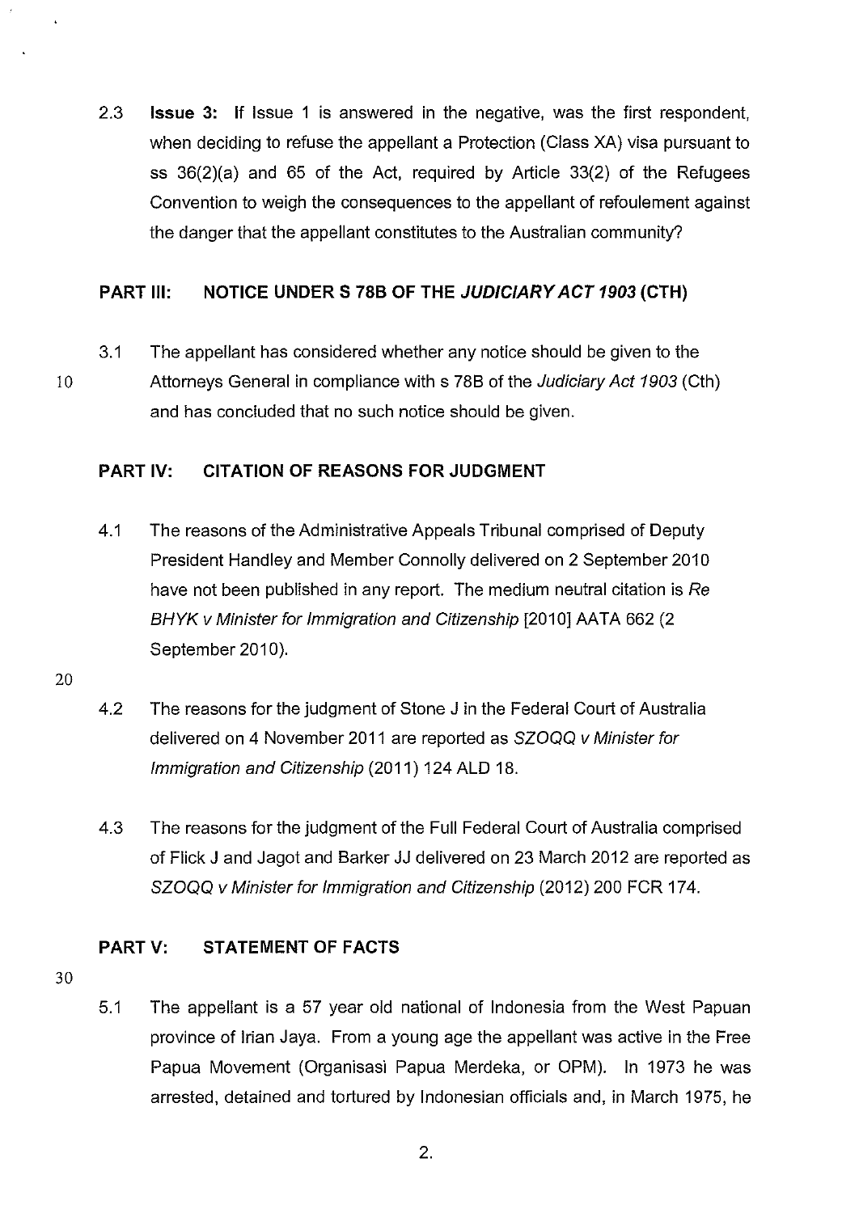2.3 **Issue 3:** If Issue 1 is answered in the negative, was the first respondent, when deciding to refuse the appellant a Protection (Class XA) visa pursuant to ss 36(2)(a) and 65 of the Act, required by Article 33(2) of the Refugees Convention to weigh the consequences to the appellant of refoulement against the danger that the appellant constitutes to the Australian community?

## PART III: NOTICE UNDER S 78B OF THE *JUDICIARY ACT 1903* (CTH)

3.1 The appellant has considered whether any notice should be given to the Attorneys General in compliance with s 78B of the *Judiciary Act 1903* (Cth) and has concluded that no such notice should be given.

## PART IV: CITATION OF REASONS FOR JUDGMENT

4.1 The reasons of the Administrative Appeals Tribunal comprised of Deputy President Handley and Member Connolly delivered on 2 September 2010 have not been published in any report. The medium neutral citation is *Re BHYK v Minister for Immigration and Citizenship* [2010] AATA 662 (2 September 2010).

4.2 The reasons for the judgment of Stone J in the Federal Court of Australia delivered on 4 November 2011 are reported as *SZOQQ v Minister for Immigration and Citizenship* (2011) 124 ALD 18.

4.3 The reasons for the judgment of the Full Federal Court of Australia comprised of Flick J and Jagot and Barker JJ delivered on 23 March 2012 are reported as *SZOQQ v Minister for Immigration and Citizenship* (2012) 200 FCR 174.

## PART V: STATEMENT OF FACTS

5.1 The appellant is a 57 year old national of Indonesia from the West Papuan province of Irian Jaya. From a young age the appellant was active in the Free Papua Movement (Organisasi Papua Merdeka, or OPM). In 1973 he was arrested, detained and tortured by Indonesian officials and, in March 1975, he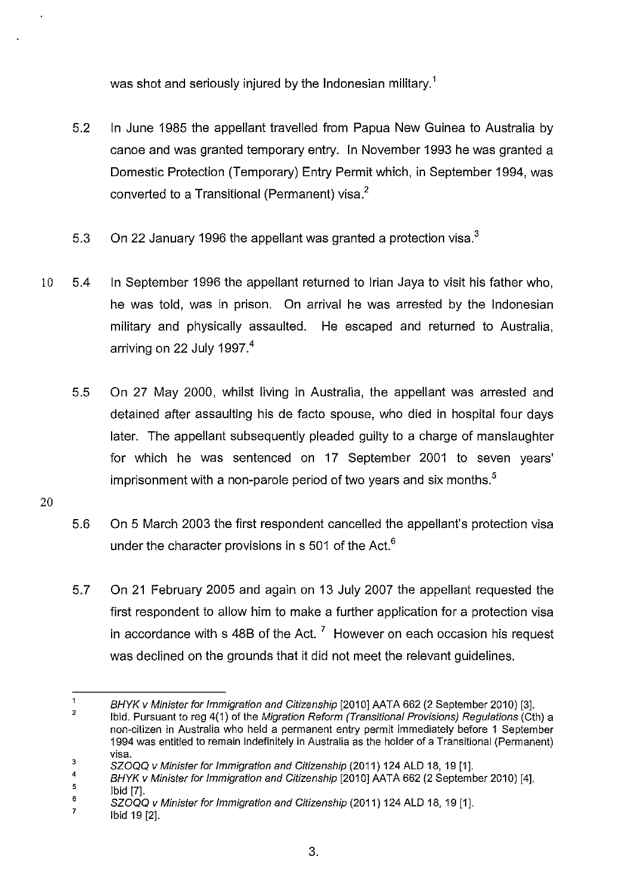was shot and seriously injured by the Indonesian military.[1]

5.2 In June 1985 the appellant travelled from Papua New Guinea to Australia by canoe and was granted temporary entry. In November 1993 he was granted a Domestic Protection (Temporary) Entry Permit which, in September 1994, was converted to a Transitional (Permanent) visa.[2]

5.3 On 22 January 1996 the appellant was granted a protection visa.[3]

5.4 In September 1996 the appellant returned to Irian Jaya to visit his father who, he was told, was in prison. On arrival he was arrested by the Indonesian military and physically assaulted. He escaped and returned to Australia, arriving on 22 July 1997.[4]

5.5 On 27 May 2000, whilst living in Australia, the appellant was arrested and detained after assaulting his de facto spouse, who died in hospital four days later. The appellant subsequently pleaded guilty to a charge of manslaughter for which he was sentenced on 17 September 2001 to seven years' imprisonment with a non-parole period of two years and six months.[5]

5.6 On 5 March 2003 the first respondent cancelled the appellant's protection visa under the character provisions in s 501 of the Act.[6]

5.7 On 21 February 2005 and again on 13 July 2007 the appellant requested the first respondent to allow him to make a further application for a protection visa in accordance with s 48B of the Act.[7] However on each occasion his request was declined on the grounds that it did not meet the relevant guidelines.

---

[1] *BHYK v Minister for Immigration and Citizenship* [2010] AATA 662 (2 September 2010) [3].

[2] Ibid. Pursuant to reg 4(1) of the *Migration Reform (Transitional Provisions) Regulations* (Cth) a non-citizen in Australia who held a permanent entry permit immediately before 1 September 1994 was entitled to remain indefinitely in Australia as the holder of a Transitional (Permanent) visa.

[3] *SZOQQ v Minister for Immigration and Citizenship* (2011) 124 ALD 18, 19 [1].

[4] *BHYK v Minister for Immigration and Citizenship* [2010] AATA 662 (2 September 2010) [4].

[5] Ibid [7].

[6] *SZOQQ v Minister for Immigration and Citizenship* (2011) 124 ALD 18, 19 [1].

[7] Ibid 19 [2].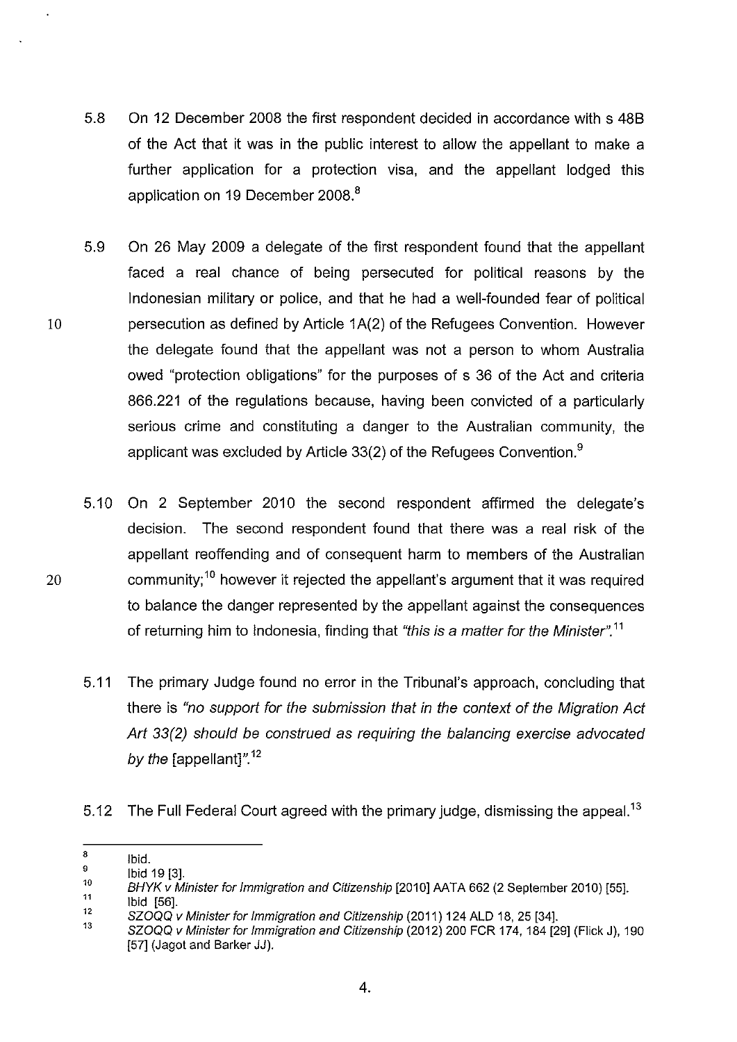5.8 On 12 December 2008 the first respondent decided in accordance with s 48B of the Act that it was in the public interest to allow the appellant to make a further application for a protection visa, and the appellant lodged this application on 19 December 2008.[8]

5.9 On 26 May 2009 a delegate of the first respondent found that the appellant faced a real chance of being persecuted for political reasons by the Indonesian military or police, and that he had a well-founded fear of political persecution as defined by Article 1A(2) of the Refugees Convention. However the delegate found that the appellant was not a person to whom Australia owed "protection obligations" for the purposes of s 36 of the Act and criteria 866.221 of the regulations because, having been convicted of a particularly serious crime and constituting a danger to the Australian community, the applicant was excluded by Article 33(2) of the Refugees Convention.[9]

5.10 On 2 September 2010 the second respondent affirmed the delegate's decision. The second respondent found that there was a real risk of the appellant reoffending and of consequent harm to members of the Australian community;[10] however it rejected the appellant's argument that it was required to balance the danger represented by the appellant against the consequences of returning him to Indonesia, finding that *"this is a matter for the Minister"*.[11]

5.11 The primary Judge found no error in the Tribunal's approach, concluding that there is *"no support for the submission that in the context of the Migration Act Art 33(2) should be construed as requiring the balancing exercise advocated by the* [appellant]*"*.[12]

5.12 The Full Federal Court agreed with the primary judge, dismissing the appeal.[13]

---

[8] Ibid.

[9] Ibid 19 [3].

[10] *BHYK v Minister for Immigration and Citizenship* [2010] AATA 662 (2 September 2010) [55].

[11] Ibid [56].

[12] *SZOQQ v Minister for Immigration and Citizenship* (2011) 124 ALD 18, 25 [34].

[13] *SZOQQ v Minister for Immigration and Citizenship* (2012) 200 FCR 174, 184 [29] (Flick J), 190 [57] (Jagot and Barker JJ).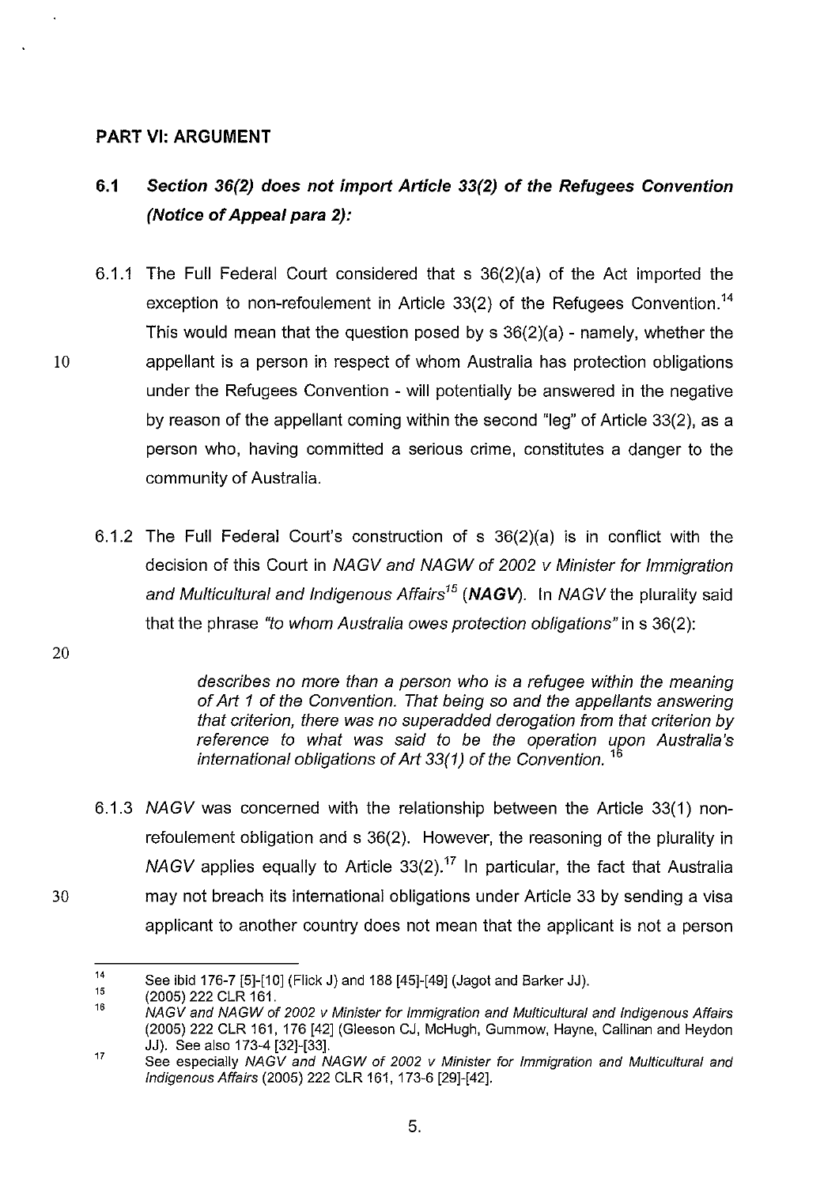## PART VI: ARGUMENT

### 6.1 *Section 36(2) does not import Article 33(2) of the Refugees Convention (Notice of Appeal para 2):*

6.1.1 The Full Federal Court considered that s 36(2)(a) of the Act imported the exception to non-refoulement in Article 33(2) of the Refugees Convention.[14] This would mean that the question posed by s 36(2)(a) - namely, whether the appellant is a person in respect of whom Australia has protection obligations under the Refugees Convention - will potentially be answered in the negative by reason of the appellant coming within the second "leg" of Article 33(2), as a person who, having committed a serious crime, constitutes a danger to the community of Australia.

6.1.2 The Full Federal Court's construction of s 36(2)(a) is in conflict with the decision of this Court in *NAGV and NAGW of 2002 v Minister for Immigration and Multicultural and Indigenous Affairs*[15] (***NAGV***). In *NAGV* the plurality said that the phrase *"to whom Australia owes protection obligations"* in s 36(2):

> *describes no more than a person who is a refugee within the meaning of Art 1 of the Convention. That being so and the appellants answering that criterion, there was no superadded derogation from that criterion by reference to what was said to be the operation upon Australia's international obligations of Art 33(1) of the Convention.* [16]

6.1.3 *NAGV* was concerned with the relationship between the Article 33(1) non-refoulement obligation and s 36(2). However, the reasoning of the plurality in *NAGV* applies equally to Article 33(2).[17] In particular, the fact that Australia may not breach its international obligations under Article 33 by sending a visa applicant to another country does not mean that the applicant is not a person

---

[14] See ibid 176-7 [5]-[10] (Flick J) and 188 [45]-[49] (Jagot and Barker JJ).

[15] (2005) 222 CLR 161.

[16] *NAGV and NAGW of 2002 v Minister for Immigration and Multicultural and Indigenous Affairs* (2005) 222 CLR 161, 176 [42] (Gleeson CJ, McHugh, Gummow, Hayne, Callinan and Heydon JJ). See also 173-4 [32]-[33].

[17] See especially *NAGV and NAGW of 2002 v Minister for Immigration and Multicultural and Indigenous Affairs* (2005) 222 CLR 161, 173-6 [29]-[42].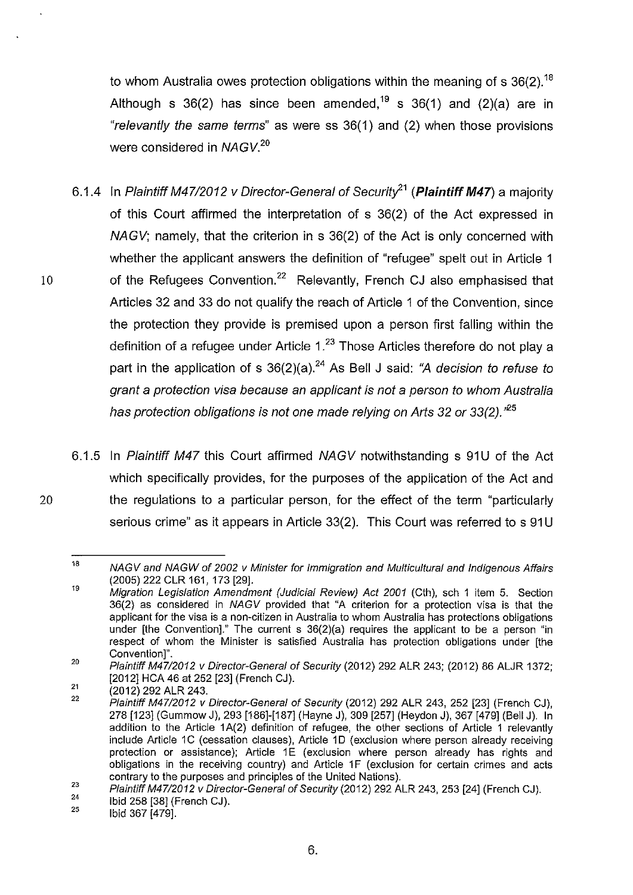to whom Australia owes protection obligations within the meaning of s 36(2).[18] Although s 36(2) has since been amended,[19] s 36(1) and (2)(a) are in *"relevantly the same terms"* as were ss 36(1) and (2) when those provisions were considered in *NAGV*.[20]

6.1.4 In *Plaintiff M47/2012 v Director-General of Security*[21] (***Plaintiff M47***) a majority of this Court affirmed the interpretation of s 36(2) of the Act expressed in *NAGV*; namely, that the criterion in s 36(2) of the Act is only concerned with whether the applicant answers the definition of "refugee" spelt out in Article 1 of the Refugees Convention.[22] Relevantly, French CJ also emphasised that Articles 32 and 33 do not qualify the reach of Article 1 of the Convention, since the protection they provide is premised upon a person first falling within the definition of a refugee under Article 1.[23] Those Articles therefore do not play a part in the application of s 36(2)(a).[24] As Bell J said: *"A decision to refuse to grant a protection visa because an applicant is not a person to whom Australia has protection obligations is not one made relying on Arts 32 or 33(2)."*[25]

6.1.5 In *Plaintiff M47* this Court affirmed *NAGV* notwithstanding s 91U of the Act which specifically provides, for the purposes of the application of the Act and the regulations to a particular person, for the effect of the term "particularly serious crime" as it appears in Article 33(2). This Court was referred to s 91U

---

[18] *NAGV and NAGW of 2002 v Minister for Immigration and Multicultural and Indigenous Affairs* (2005) 222 CLR 161, 173 [29].

[19] *Migration Legislation Amendment (Judicial Review) Act 2001* (Cth), sch 1 item 5. Section 36(2) as considered in *NAGV* provided that "A criterion for a protection visa is that the applicant for the visa is a non-citizen in Australia to whom Australia has protections obligations under [the Convention]." The current s 36(2)(a) requires the applicant to be a person "in respect of whom the Minister is satisfied Australia has protection obligations under [the Convention]".

[20] *Plaintiff M47/2012 v Director-General of Security* (2012) 292 ALR 243; (2012) 86 ALJR 1372; [2012] HCA 46 at 252 [23] (French CJ).

[21] (2012) 292 ALR 243.

[22] *Plaintiff M47/2012 v Director-General of Security* (2012) 292 ALR 243, 252 [23] (French CJ), 278 [123] (Gummow J), 293 [186]-[187] (Hayne J), 309 [257] (Heydon J), 367 [479] (Bell J). In addition to the Article 1A(2) definition of refugee, the other sections of Article 1 relevantly include Article 1C (cessation clauses), Article 1D (exclusion where person already receiving protection or assistance); Article 1E (exclusion where person already has rights and obligations in the receiving country) and Article 1F (exclusion for certain crimes and acts contrary to the purposes and principles of the United Nations).

[23] *Plaintiff M47/2012 v Director-General of Security* (2012) 292 ALR 243, 253 [24] (French CJ).

[24] Ibid 258 [38] (French CJ).

[25] Ibid 367 [479].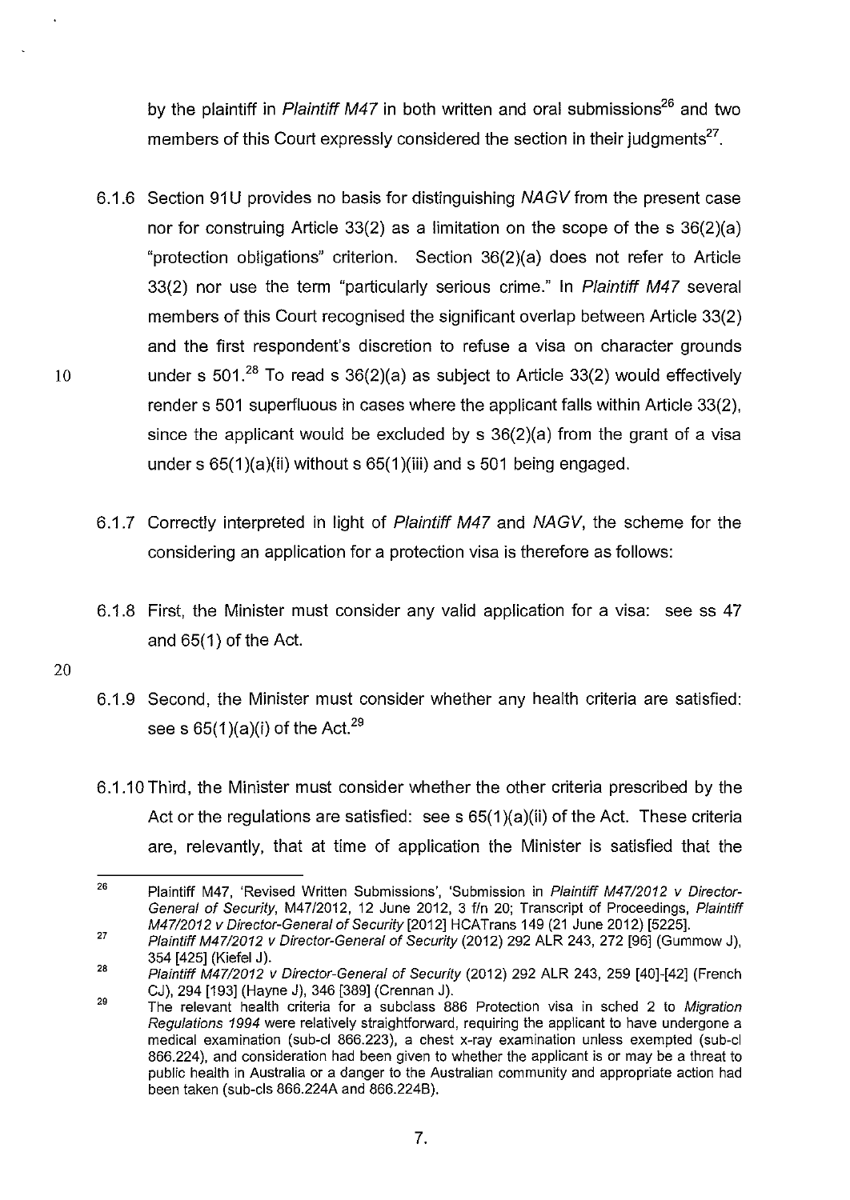by the plaintiff in *Plaintiff M47* in both written and oral submissions[26] and two members of this Court expressly considered the section in their judgments[27].

6.1.6 Section 91U provides no basis for distinguishing *NAGV* from the present case nor for construing Article 33(2) as a limitation on the scope of the s 36(2)(a) "protection obligations" criterion. Section 36(2)(a) does not refer to Article 33(2) nor use the term "particularly serious crime." In *Plaintiff M47* several members of this Court recognised the significant overlap between Article 33(2) and the first respondent's discretion to refuse a visa on character grounds under s 501.[28] To read s 36(2)(a) as subject to Article 33(2) would effectively render s 501 superfluous in cases where the applicant falls within Article 33(2), since the applicant would be excluded by s 36(2)(a) from the grant of a visa under s 65(1)(a)(ii) without s 65(1)(iii) and s 501 being engaged.

6.1.7 Correctly interpreted in light of *Plaintiff M47* and *NAGV*, the scheme for the considering an application for a protection visa is therefore as follows:

6.1.8 First, the Minister must consider any valid application for a visa: see ss 47 and 65(1) of the Act.

6.1.9 Second, the Minister must consider whether any health criteria are satisfied: see s 65(1)(a)(i) of the Act.[29]

6.1.10 Third, the Minister must consider whether the other criteria prescribed by the Act or the regulations are satisfied: see s 65(1)(a)(ii) of the Act. These criteria are, relevantly, that at time of application the Minister is satisfied that the

---

[26] Plaintiff M47, 'Revised Written Submissions', 'Submission in *Plaintiff M47/2012 v Director-General of Security*, M47/2012, 12 June 2012, 3 f/n 20; Transcript of Proceedings, *Plaintiff M47/2012 v Director-General of Security* [2012] HCATrans 149 (21 June 2012) [5225].

[27] *Plaintiff M47/2012 v Director-General of Security* (2012) 292 ALR 243, 272 [96] (Gummow J), 354 [425] (Kiefel J).

[28] *Plaintiff M47/2012 v Director-General of Security* (2012) 292 ALR 243, 259 [40]-[42] (French CJ), 294 [193] (Hayne J), 346 [389] (Crennan J).

[29] The relevant health criteria for a subclass 886 Protection visa in sched 2 to *Migration Regulations 1994* were relatively straightforward, requiring the applicant to have undergone a medical examination (sub-cl 866.223), a chest x-ray examination unless exempted (sub-cl 866.224), and consideration had been given to whether the applicant is or may be a threat to public health in Australia or a danger to the Australian community and appropriate action had been taken (sub-cls 866.224A and 866.224B).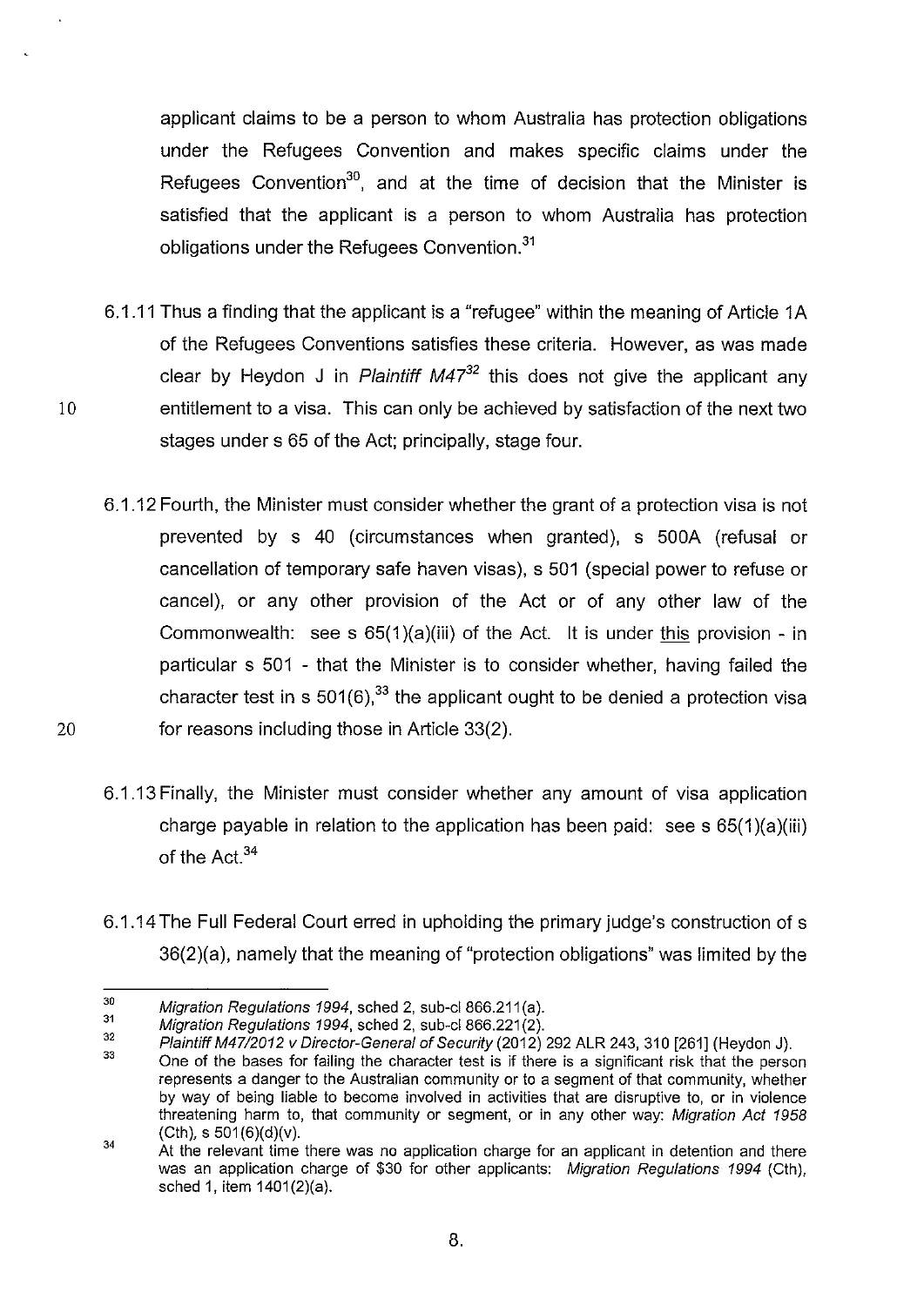applicant claims to be a person to whom Australia has protection obligations under the Refugees Convention and makes specific claims under the Refugees Convention[30], and at the time of decision that the Minister is satisfied that the applicant is a person to whom Australia has protection obligations under the Refugees Convention.[31]

6.1.11 Thus a finding that the applicant is a "refugee" within the meaning of Article 1A of the Refugees Conventions satisfies these criteria. However, as was made clear by Heydon J in *Plaintiff M47*[32] this does not give the applicant any entitlement to a visa. This can only be achieved by satisfaction of the next two stages under s 65 of the Act; principally, stage four.

6.1.12 Fourth, the Minister must consider whether the grant of a protection visa is not prevented by s 40 (circumstances when granted), s 500A (refusal or cancellation of temporary safe haven visas), s 501 (special power to refuse or cancel), or any other provision of the Act or of any other law of the Commonwealth: see s 65(1)(a)(iii) of the Act. It is under this provision - in particular s 501 - that the Minister is to consider whether, having failed the character test in s 501(6),[33] the applicant ought to be denied a protection visa for reasons including those in Article 33(2).

6.1.13 Finally, the Minister must consider whether any amount of visa application charge payable in relation to the application has been paid: see s 65(1)(a)(iii) of the Act.[34]

6.1.14 The Full Federal Court erred in upholding the primary judge's construction of s 36(2)(a), namely that the meaning of "protection obligations" was limited by the

---

[30] *Migration Regulations 1994*, sched 2, sub-cl 866.211(a).

[31] *Migration Regulations 1994*, sched 2, sub-cl 866.221(2).

[32] *Plaintiff M47/2012 v Director-General of Security* (2012) 292 ALR 243, 310 [261] (Heydon J).

[33] One of the bases for failing the character test is if there is a significant risk that the person represents a danger to the Australian community or to a segment of that community, whether by way of being liable to become involved in activities that are disruptive to, or in violence threatening harm to, that community or segment, or in any other way: *Migration Act 1958* (Cth), s 501(6)(d)(v).

[34] At the relevant time there was no application charge for an applicant in detention and there was an application charge of $30 for other applicants: *Migration Regulations 1994* (Cth), sched 1, item 1401(2)(a).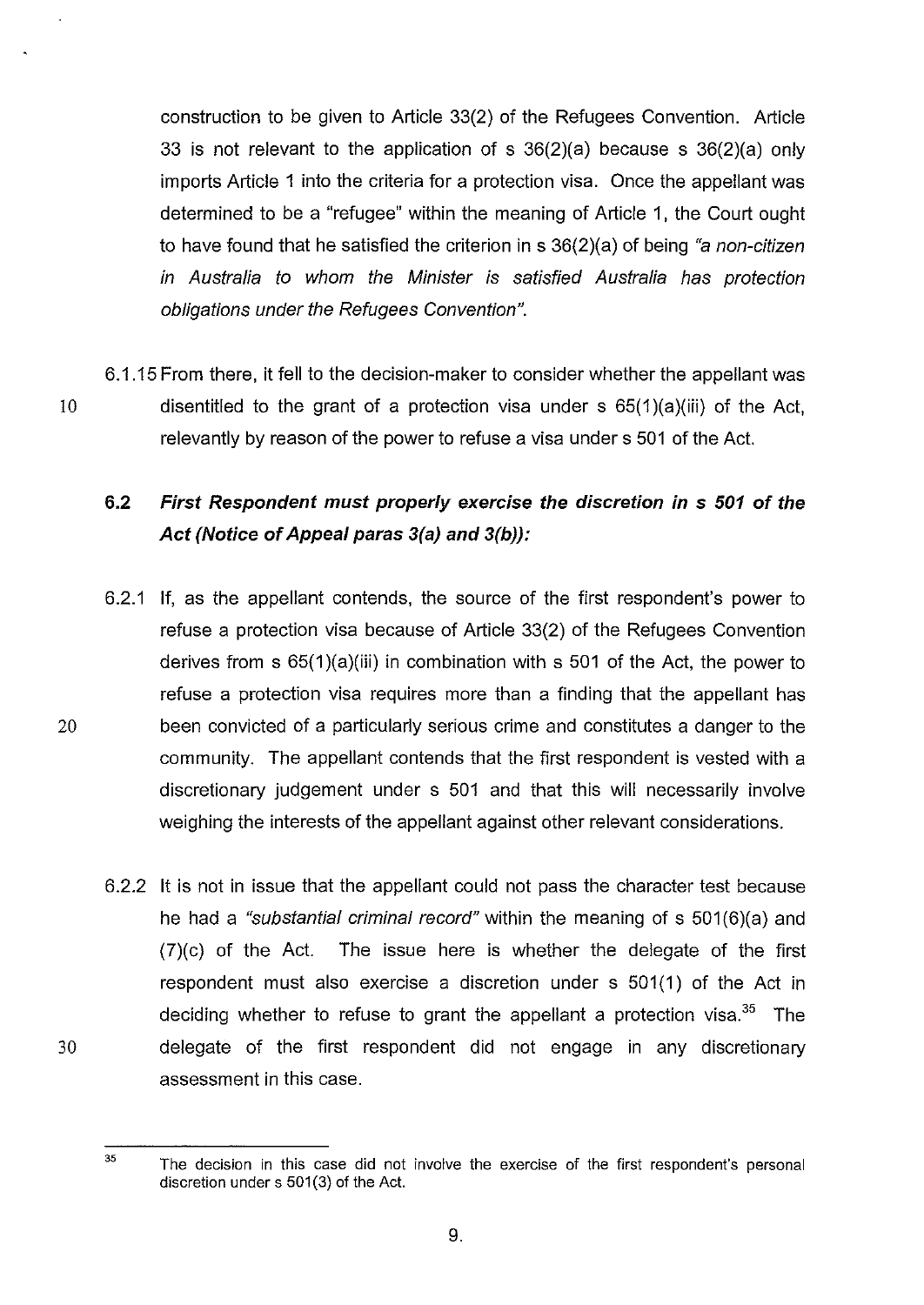construction to be given to Article 33(2) of the Refugees Convention. Article 33 is not relevant to the application of s 36(2)(a) because s 36(2)(a) only imports Article 1 into the criteria for a protection visa. Once the appellant was determined to be a "refugee" within the meaning of Article 1, the Court ought to have found that he satisfied the criterion in s 36(2)(a) of being *"a non-citizen in Australia to whom the Minister is satisfied Australia has protection obligations under the Refugees Convention"*.

6.1.15 From there, it fell to the decision-maker to consider whether the appellant was disentitled to the grant of a protection visa under s 65(1)(a)(iii) of the Act, relevantly by reason of the power to refuse a visa under s 501 of the Act.

### 6.2 *First Respondent must properly exercise the discretion in s 501 of the Act (Notice of Appeal paras 3(a) and 3(b)):*

6.2.1 If, as the appellant contends, the source of the first respondent's power to refuse a protection visa because of Article 33(2) of the Refugees Convention derives from s 65(1)(a)(iii) in combination with s 501 of the Act, the power to refuse a protection visa requires more than a finding that the appellant has been convicted of a particularly serious crime and constitutes a danger to the community. The appellant contends that the first respondent is vested with a discretionary judgement under s 501 and that this will necessarily involve weighing the interests of the appellant against other relevant considerations.

6.2.2 It is not in issue that the appellant could not pass the character test because he had a *"substantial criminal record"* within the meaning of s 501(6)(a) and (7)(c) of the Act. The issue here is whether the delegate of the first respondent must also exercise a discretion under s 501(1) of the Act in deciding whether to refuse to grant the appellant a protection visa.[35] The delegate of the first respondent did not engage in any discretionary assessment in this case.

---

[35] The decision in this case did not involve the exercise of the first respondent's personal discretion under s 501(3) of the Act.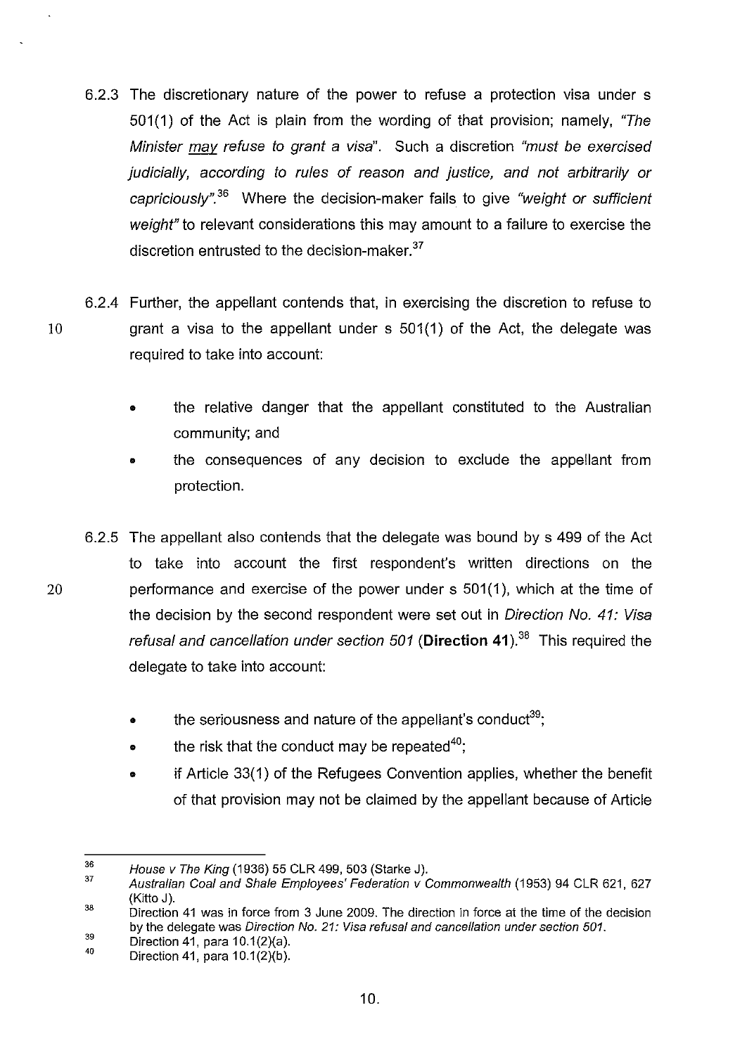6.2.3 The discretionary nature of the power to refuse a protection visa under s 501(1) of the Act is plain from the wording of that provision; namely, *"The Minister may refuse to grant a visa"*. Such a discretion *"must be exercised judicially, according to rules of reason and justice, and not arbitrarily or capriciously"*.[36] Where the decision-maker fails to give *"weight or sufficient weight"* to relevant considerations this may amount to a failure to exercise the discretion entrusted to the decision-maker.[37]

6.2.4 Further, the appellant contends that, in exercising the discretion to refuse to grant a visa to the appellant under s 501(1) of the Act, the delegate was required to take into account:

- the relative danger that the appellant constituted to the Australian community; and
- the consequences of any decision to exclude the appellant from protection.

6.2.5 The appellant also contends that the delegate was bound by s 499 of the Act to take into account the first respondent's written directions on the performance and exercise of the power under s 501(1), which at the time of the decision by the second respondent were set out in *Direction No. 41: Visa refusal and cancellation under section 501* (**Direction 41**).[38] This required the delegate to take into account:

- the seriousness and nature of the appellant's conduct[39];
- the risk that the conduct may be repeated[40];
- if Article 33(1) of the Refugees Convention applies, whether the benefit of that provision may not be claimed by the appellant because of Article

---

[36] *House v The King* (1936) 55 CLR 499, 503 (Starke J).

[37] *Australian Coal and Shale Employees' Federation v Commonwealth* (1953) 94 CLR 621, 627 (Kitto J).

[38] Direction 41 was in force from 3 June 2009. The direction in force at the time of the decision by the delegate was *Direction No. 21: Visa refusal and cancellation under section 501*.

[39] Direction 41, para 10.1(2)(a).

[40] Direction 41, para 10.1(2)(b).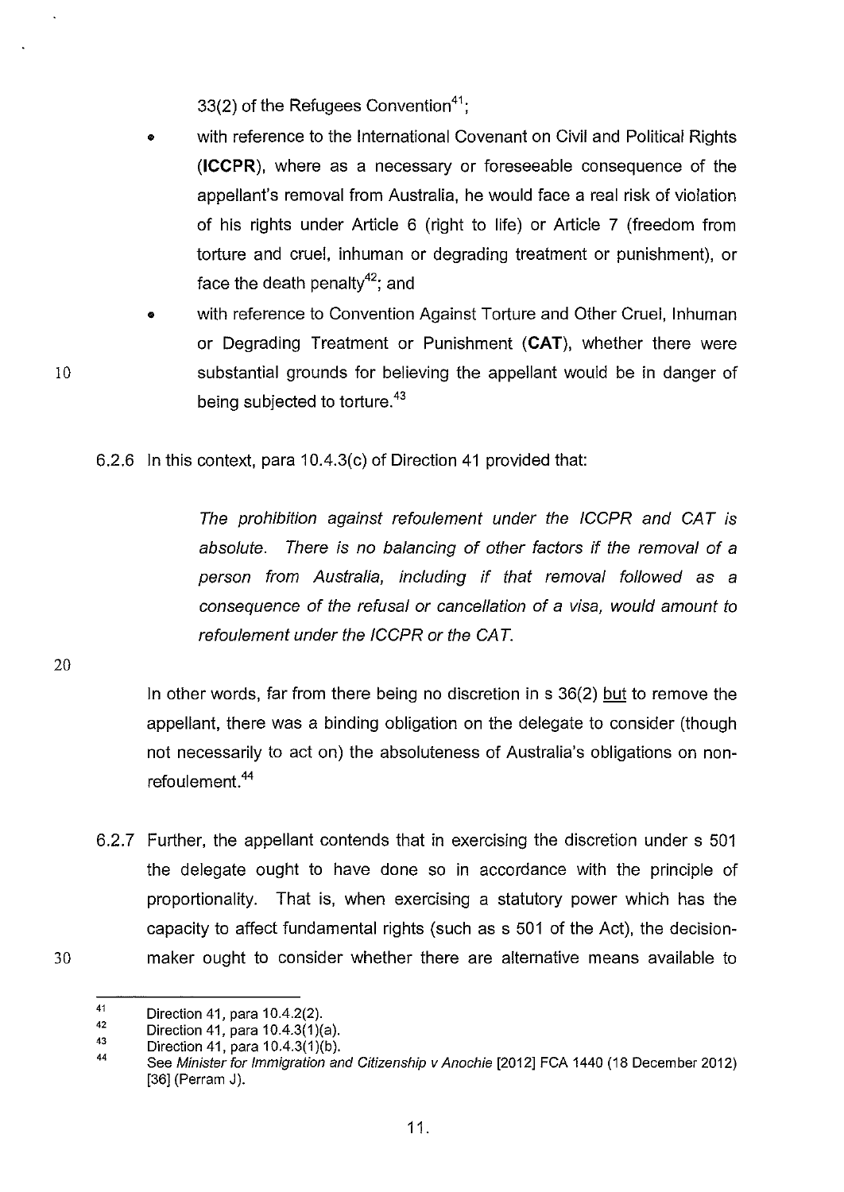33(2) of the Refugees Convention[41];

- with reference to the International Covenant on Civil and Political Rights (**ICCPR**), where as a necessary or foreseeable consequence of the appellant's removal from Australia, he would face a real risk of violation of his rights under Article 6 (right to life) or Article 7 (freedom from torture and cruel, inhuman or degrading treatment or punishment), or face the death penalty[42]; and
- with reference to Convention Against Torture and Other Cruel, Inhuman or Degrading Treatment or Punishment (**CAT**), whether there were substantial grounds for believing the appellant would be in danger of being subjected to torture.[43]

6.2.6 In this context, para 10.4.3(c) of Direction 41 provided that:

> *The prohibition against refoulement under the ICCPR and CAT is absolute. There is no balancing of other factors if the removal of a person from Australia, including if that removal followed as a consequence of the refusal or cancellation of a visa, would amount to refoulement under the ICCPR or the CAT.*

In other words, far from there being no discretion in s 36(2) but to remove the appellant, there was a binding obligation on the delegate to consider (though not necessarily to act on) the absoluteness of Australia's obligations on non-refoulement.[44]

6.2.7 Further, the appellant contends that in exercising the discretion under s 501 the delegate ought to have done so in accordance with the principle of proportionality. That is, when exercising a statutory power which has the capacity to affect fundamental rights (such as s 501 of the Act), the decision-maker ought to consider whether there are alternative means available to

---

[41] Direction 41, para 10.4.2(2).

[42] Direction 41, para 10.4.3(1)(a).

[43] Direction 41, para 10.4.3(1)(b).

[44] See *Minister for Immigration and Citizenship v Anochie* [2012] FCA 1440 (18 December 2012) [36] (Perram J).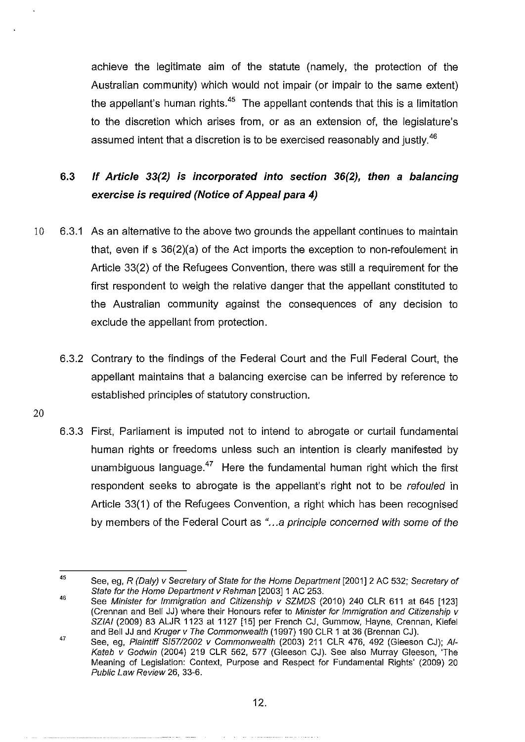achieve the legitimate aim of the statute (namely, the protection of the Australian community) which would not impair (or impair to the same extent) the appellant's human rights.[45] The appellant contends that this is a limitation to the discretion which arises from, or as an extension of, the legislature's assumed intent that a discretion is to be exercised reasonably and justly.[46]

### 6.3 *If Article 33(2) is incorporated into section 36(2), then a balancing exercise is required (Notice of Appeal para 4)*

6.3.1 As an alternative to the above two grounds the appellant continues to maintain that, even if s 36(2)(a) of the Act imports the exception to non-refoulement in Article 33(2) of the Refugees Convention, there was still a requirement for the first respondent to weigh the relative danger that the appellant constituted to the Australian community against the consequences of any decision to exclude the appellant from protection.

6.3.2 Contrary to the findings of the Federal Court and the Full Federal Court, the appellant maintains that a balancing exercise can be inferred by reference to established principles of statutory construction.

6.3.3 First, Parliament is imputed not to intend to abrogate or curtail fundamental human rights or freedoms unless such an intention is clearly manifested by unambiguous language.[47] Here the fundamental human right which the first respondent seeks to abrogate is the appellant's right not to be *refouled* in Article 33(1) of the Refugees Convention, a right which has been recognised by members of the Federal Court as *"...a principle concerned with some of the*

---

[45] See, eg, *R (Daly) v Secretary of State for the Home Department* [2001] 2 AC 532; *Secretary of State for the Home Department v Rehman* [2003] 1 AC 253.

[46] See *Minister for Immigration and Citizenship v SZMDS* (2010) 240 CLR 611 at 645 [123] (Crennan and Bell JJ) where their Honours refer to *Minister for Immigration and Citizenship v SZIAI* (2009) 83 ALJR 1123 at 1127 [15] per French CJ, Gummow, Hayne, Crennan, Kiefel and Bell JJ and *Kruger v The Commonwealth* (1997) 190 CLR 1 at 36 (Brennan CJ).

[47] See, eg, *Plaintiff S157/2002 v Commonwealth* (2003) 211 CLR 476, 492 (Gleeson CJ); *Al-Kateb v Godwin* (2004) 219 CLR 562, 577 (Gleeson CJ). See also Murray Gleeson, 'The Meaning of Legislation: Context, Purpose and Respect for Fundamental Rights' (2009) 20 *Public Law Review* 26, 33-6.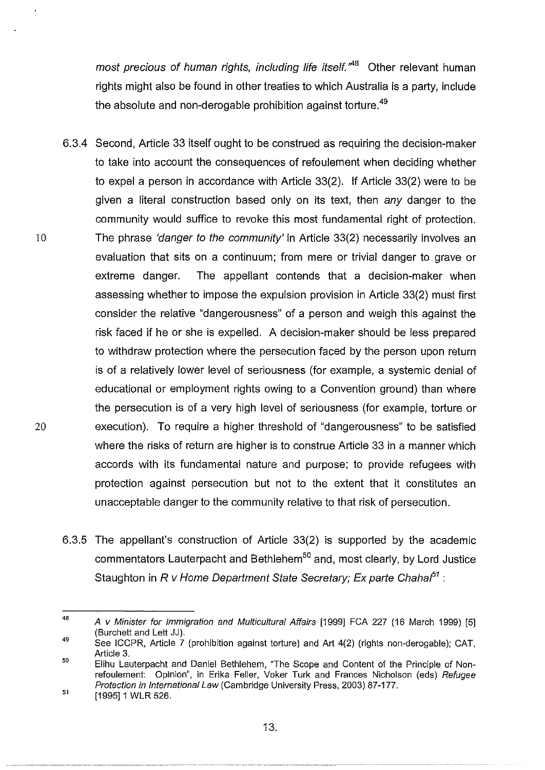*most precious of human rights, including life itself.*"[48] Other relevant human rights might also be found in other treaties to which Australia is a party, include the absolute and non-derogable prohibition against torture.[49]

6.3.4 Second, Article 33 itself ought to be construed as requiring the decision-maker to take into account the consequences of refoulement when deciding whether to expel a person in accordance with Article 33(2). If Article 33(2) were to be given a literal construction based only on its text, then *any* danger to the community would suffice to revoke this most fundamental right of protection. The phrase *'danger to the community'* in Article 33(2) necessarily involves an evaluation that sits on a continuum; from mere or trivial danger to grave or extreme danger. The appellant contends that a decision-maker when assessing whether to impose the expulsion provision in Article 33(2) must first consider the relative "dangerousness" of a person and weigh this against the risk faced if he or she is expelled. A decision-maker should be less prepared to withdraw protection where the persecution faced by the person upon return is of a relatively lower level of seriousness (for example, a systemic denial of educational or employment rights owing to a Convention ground) than where the persecution is of a very high level of seriousness (for example, torture or execution). To require a higher threshold of "dangerousness" to be satisfied where the risks of return are higher is to construe Article 33 in a manner which accords with its fundamental nature and purpose; to provide refugees with protection against persecution but not to the extent that it constitutes an unacceptable danger to the community relative to that risk of persecution.

6.3.5 The appellant's construction of Article 33(2) is supported by the academic commentators Lauterpacht and Bethlehem[50] and, most clearly, by Lord Justice Staughton in *R v Home Department State Secretary; Ex parte Chahal*[51] :

---

[48] *A v Minister for Immigration and Multicultural Affairs* [1999] FCA 227 (16 March 1999) [5] (Burchett and Lett JJ).

[49] See ICCPR, Article 7 (prohibition against torture) and Art 4(2) (rights non-derogable); CAT, Article 3.

[50] Elihu Lauterpacht and Daniel Bethlehem, "The Scope and Content of the Principle of Non-refoulement: Opinion", in Erika Feller, Voker Turk and Frances Nicholson (eds) *Refugee Protection in International Law* (Cambridge University Press, 2003) 87-177.

[51] [1995] 1 WLR 526.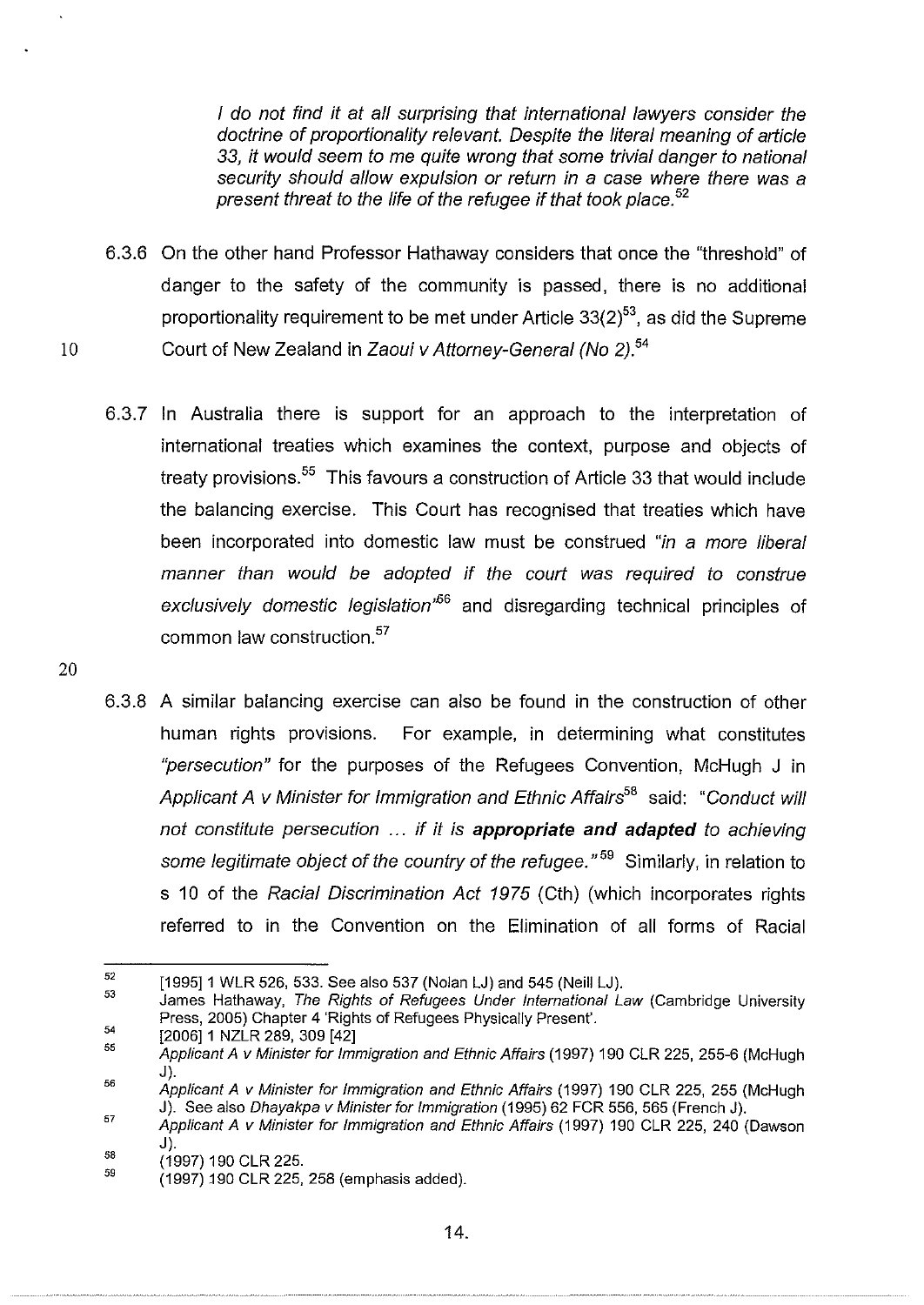*I do not find it at all surprising that international lawyers consider the doctrine of proportionality relevant. Despite the literal meaning of article 33, it would seem to me quite wrong that some trivial danger to national security should allow expulsion or return in a case where there was a present threat to the life of the refugee if that took place.*[52]

6.3.6 On the other hand Professor Hathaway considers that once the "threshold" of danger to the safety of the community is passed, there is no additional proportionality requirement to be met under Article 33(2)[53], as did the Supreme Court of New Zealand in *Zaoui v Attorney-General (No 2)*.[54]

6.3.7 In Australia there is support for an approach to the interpretation of international treaties which examines the context, purpose and objects of treaty provisions.[55] This favours a construction of Article 33 that would include the balancing exercise. This Court has recognised that treaties which have been incorporated into domestic law must be construed *"in a more liberal manner than would be adopted if the court was required to construe exclusively domestic legislation"*[56] and disregarding technical principles of common law construction.[57]

6.3.8 A similar balancing exercise can also be found in the construction of other human rights provisions. For example, in determining what constitutes *"persecution"* for the purposes of the Refugees Convention, McHugh J in *Applicant A v Minister for Immigration and Ethnic Affairs*[58] said: *"Conduct will not constitute persecution ... if it is **appropriate and adapted** to achieving some legitimate object of the country of the refugee."*[59] Similarly, in relation to s 10 of the *Racial Discrimination Act 1975* (Cth) (which incorporates rights referred to in the Convention on the Elimination of all forms of Racial

---

[52] [1995] 1 WLR 526, 533. See also 537 (Nolan LJ) and 545 (Neill LJ).

[53] James Hathaway, *The Rights of Refugees Under International Law* (Cambridge University Press, 2005) Chapter 4 'Rights of Refugees Physically Present'.

[54] [2006] 1 NZLR 289, 309 [42]

[55] *Applicant A v Minister for Immigration and Ethnic Affairs* (1997) 190 CLR 225, 255-6 (McHugh J).

[56] *Applicant A v Minister for Immigration and Ethnic Affairs* (1997) 190 CLR 225, 255 (McHugh J). See also *Dhayakpa v Minister for Immigration* (1995) 62 FCR 556, 565 (French J).

[57] *Applicant A v Minister for Immigration and Ethnic Affairs* (1997) 190 CLR 225, 240 (Dawson J).

[58] (1997) 190 CLR 225.

[59] (1997) 190 CLR 225, 258 (emphasis added).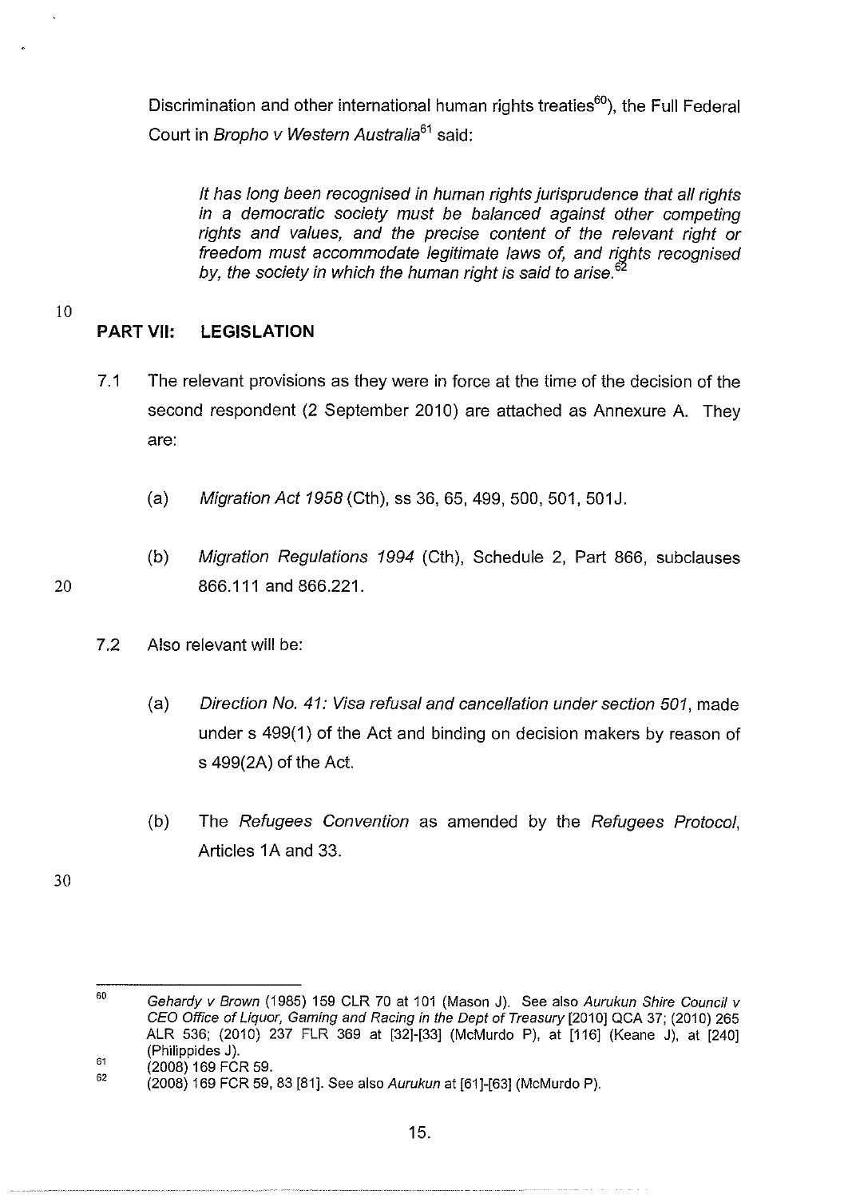Discrimination and other international human rights treaties[60]), the Full Federal Court in *Bropho v Western Australia*[61] said:

> *It has long been recognised in human rights jurisprudence that all rights in a democratic society must be balanced against other competing rights and values, and the precise content of the relevant right or freedom must accommodate legitimate laws of, and rights recognised by, the society in which the human right is said to arise.*[62]

## PART VII: LEGISLATION

7.1 The relevant provisions as they were in force at the time of the decision of the second respondent (2 September 2010) are attached as Annexure A. They are:

(a) *Migration Act 1958* (Cth), ss 36, 65, 499, 500, 501, 501J.

(b) *Migration Regulations 1994* (Cth), Schedule 2, Part 866, subclauses 866.111 and 866.221.

7.2 Also relevant will be:

(a) *Direction No. 41: Visa refusal and cancellation under section 501*, made under s 499(1) of the Act and binding on decision makers by reason of s 499(2A) of the Act.

(b) The *Refugees Convention* as amended by the *Refugees Protocol*, Articles 1A and 33.

---

[60] *Gehardy v Brown* (1985) 159 CLR 70 at 101 (Mason J). See also *Aurukun Shire Council v CEO Office of Liquor, Gaming and Racing in the Dept of Treasury* [2010] QCA 37; (2010) 265 ALR 536; (2010) 237 FLR 369 at [32]-[33] (McMurdo P), at [116] (Keane J), at [240] (Philippides J).

[61] (2008) 169 FCR 59.

[62] (2008) 169 FCR 59, 83 [81]. See also *Aurukun* at [61]-[63] (McMurdo P).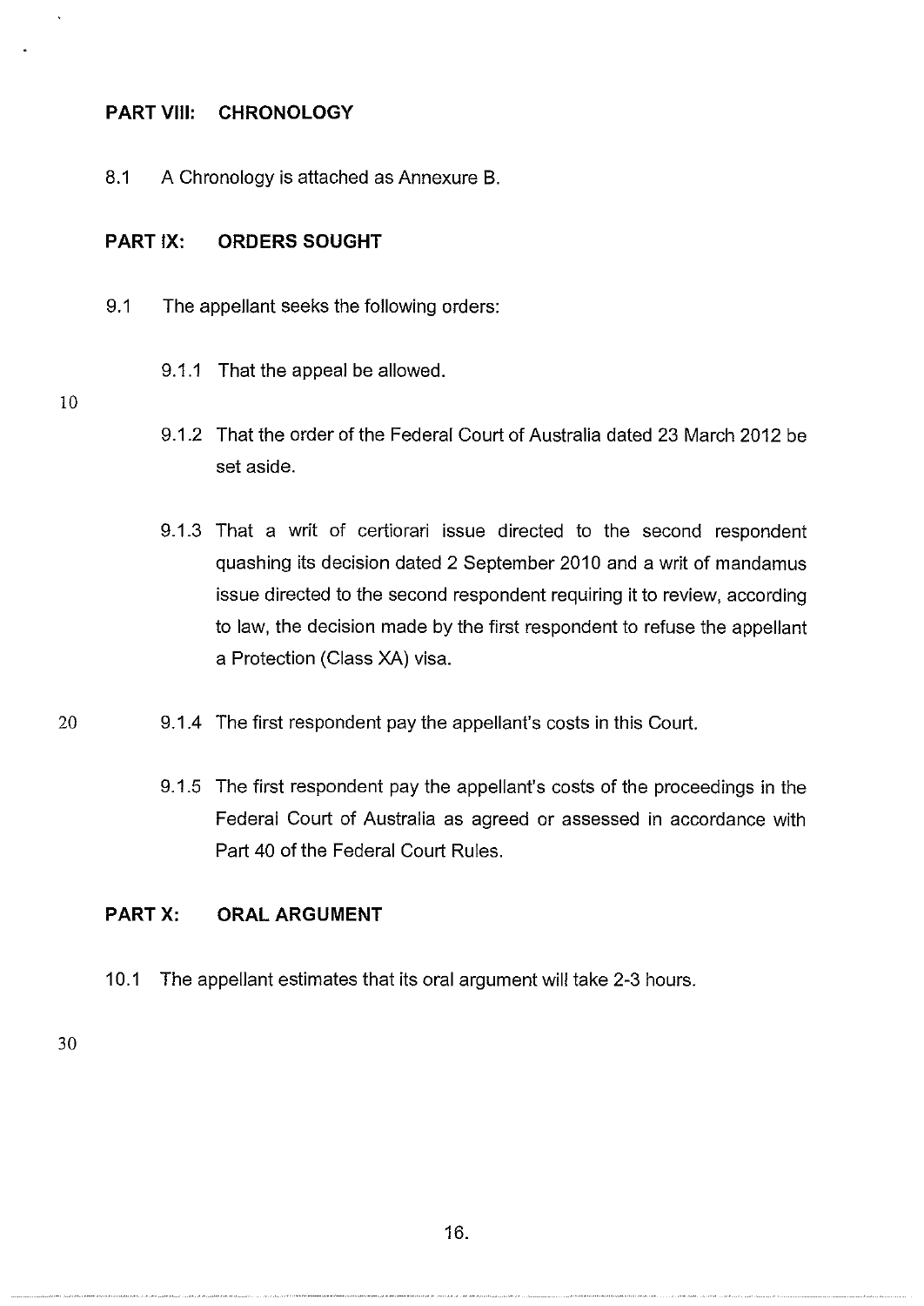## PART VIII: CHRONOLOGY

8.1 A Chronology is attached as Annexure B.

## PART IX: ORDERS SOUGHT

9.1 The appellant seeks the following orders:

9.1.1 That the appeal be allowed.

9.1.2 That the order of the Federal Court of Australia dated 23 March 2012 be set aside.

9.1.3 That a writ of certiorari issue directed to the second respondent quashing its decision dated 2 September 2010 and a writ of mandamus issue directed to the second respondent requiring it to review, according to law, the decision made by the first respondent to refuse the appellant a Protection (Class XA) visa.

9.1.4 The first respondent pay the appellant's costs in this Court.

9.1.5 The first respondent pay the appellant's costs of the proceedings in the Federal Court of Australia as agreed or assessed in accordance with Part 40 of the Federal Court Rules.

## PART X: ORAL ARGUMENT

10.1 The appellant estimates that its oral argument will take 2-3 hours.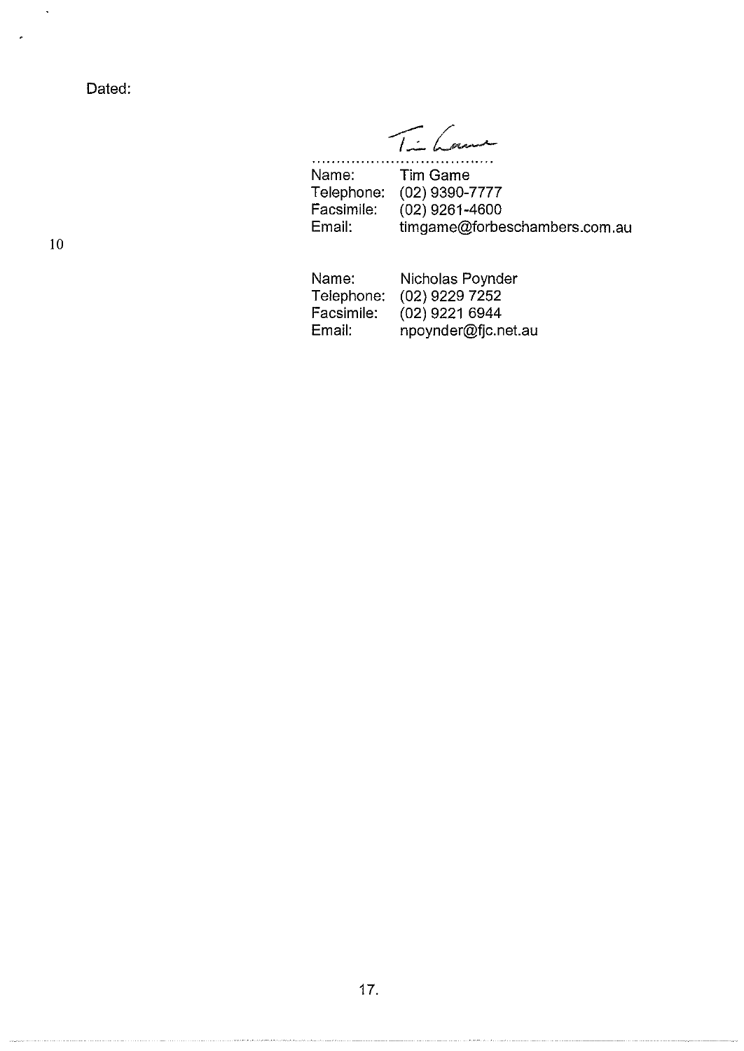Dated:

....................................

| | |
|---|---|
| Name: | Tim Game |
| Telephone: | (02) 9390-7777 |
| Facsimile: | (02) 9261-4600 |
| Email: | timgame@forbeschambers.com.au |

| | |
|---|---|
| Name: | Nicholas Poynder |
| Telephone: | (02) 9229 7252 |
| Facsimile: | (02) 9221 6944 |
| Email: | npoynder@fjc.net.au |